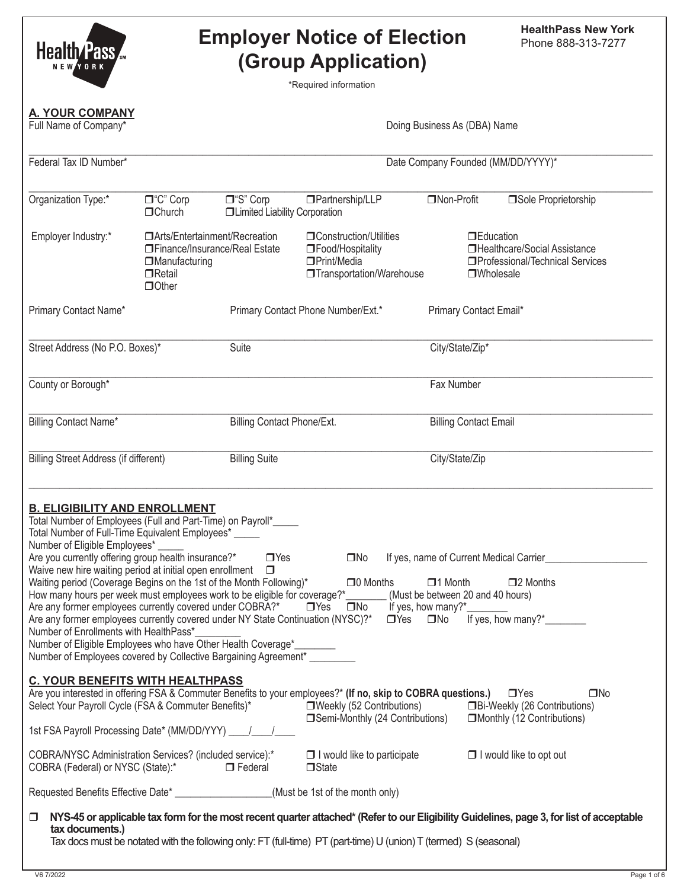HealthPass NEW YORK

# Employer Notice of Election (Group Application)

**HealthPass New York**
Phone 888-313-7277

*Required information

## A. YOUR COMPANY

Full Name of Company* | Doing Business As (DBA) Name

Federal Tax ID Number* | Date Company Founded (MM/DD/YYYY)*

Organization Type:* ❐"C" Corp ❐"S" Corp ❐Partnership/LLP ❐Non-Profit ❐Sole Proprietorship ❐Church ❐Limited Liability Corporation

Employer Industry:* ❐Arts/Entertainment/Recreation ❐Construction/Utilities ❐Education ❐Finance/Insurance/Real Estate ❐Food/Hospitality ❐Healthcare/Social Assistance ❐Manufacturing ❐Print/Media ❐Professional/Technical Services ❐Retail ❐Transportation/Warehouse ❐Wholesale ❐Other

Primary Contact Name* | Primary Contact Phone Number/Ext.* | Primary Contact Email*

Street Address (No P.O. Boxes)* | Suite | City/State/Zip*

County or Borough* | Fax Number

Billing Contact Name* | Billing Contact Phone/Ext. | Billing Contact Email

Billing Street Address (if different) | Billing Suite | City/State/Zip

## B. ELIGIBILITY AND ENROLLMENT

Total Number of Employees (Full and Part-Time) on Payroll*_____
Total Number of Full-Time Equivalent Employees* _____
Number of Eligible Employees* _____
Are you currently offering group health insurance?* ❐Yes ❐No If yes, name of Current Medical Carrier____________________
Waive new hire waiting period at initial open enrollment ❐
Waiting period (Coverage Begins on the 1st of the Month Following)* ❐0 Months ❐1 Month ❐2 Months
How many hours per week must employees work to be eligible for coverage?*________ (Must be between 20 and 40 hours)
Are any former employees currently covered under COBRA?* ❐Yes ❐No If yes, how many?*________
Are any former employees currently covered under NY State Continuation (NYSC)?* ❐Yes ❐No If yes, how many?*________
Number of Enrollments with HealthPass*_________
Number of Eligible Employees who have Other Health Coverage*________
Number of Employees covered by Collective Bargaining Agreement* _________

## C. YOUR BENEFITS WITH HEALTHPASS

Are you interested in offering FSA & Commuter Benefits to your employees?* **(If no, skip to COBRA questions.)** ❐Yes ❐No
Select Your Payroll Cycle (FSA & Commuter Benefits)* ❐Weekly (52 Contributions) ❐Bi-Weekly (26 Contributions) ❐Semi-Monthly (24 Contributions) ❐Monthly (12 Contributions)

1st FSA Payroll Processing Date* (MM/DD/YYY) ____/____/____

COBRA/NYSC Administration Services? (included service):* ❐ I would like to participate ❐ I would like to opt out
COBRA (Federal) or NYSC (State):* ❐ Federal ❐State

Requested Benefits Effective Date* __________________(Must be 1st of the month only)

❐ **NYS-45 or applicable tax form for the most recent quarter attached* (Refer to our Eligibility Guidelines, page 3, for list of acceptable tax documents.)**
Tax docs must be notated with the following only: FT (full-time) PT (part-time) U (union) T (termed) S (seasonal)

V6 7/2022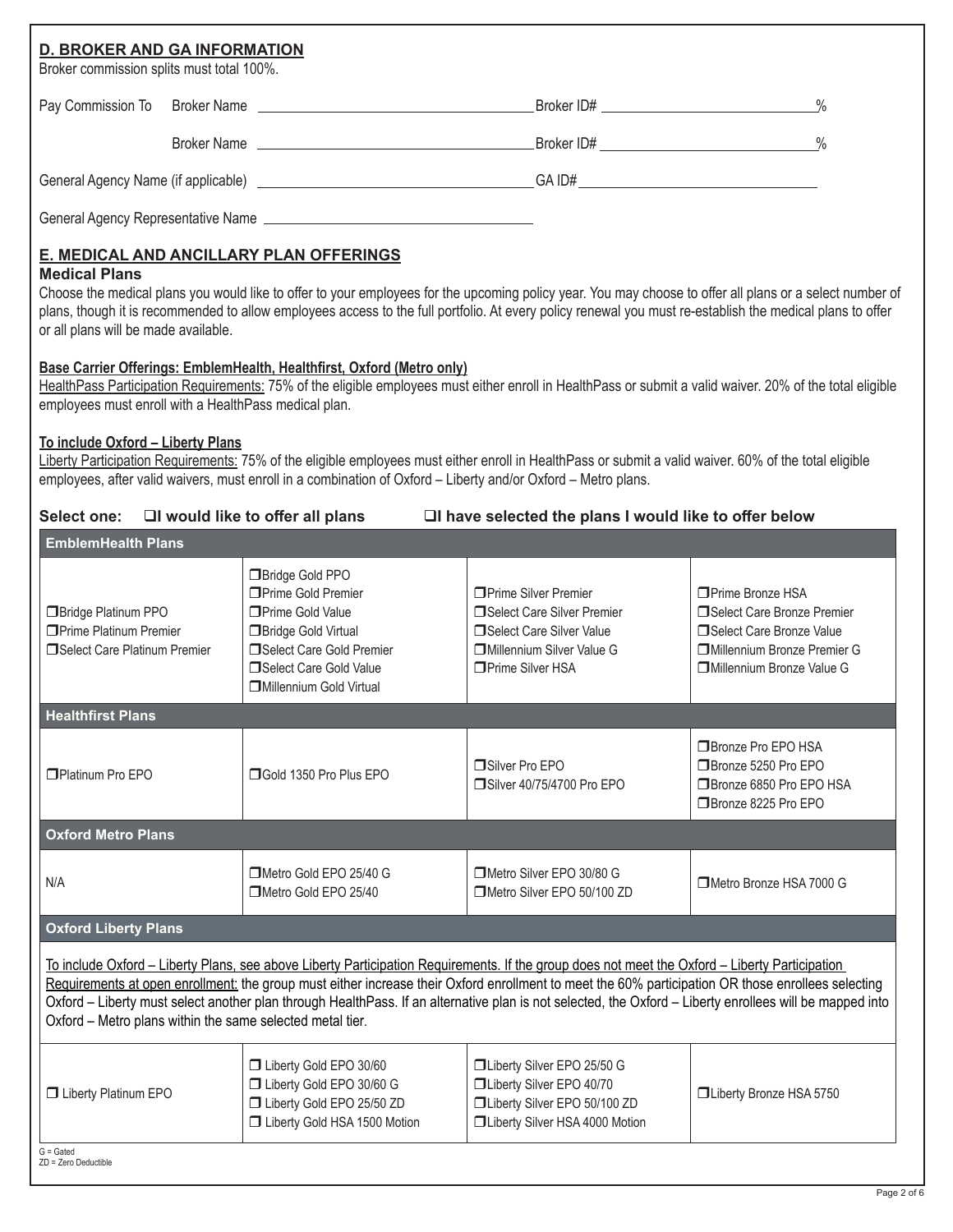## D. BROKER AND GA INFORMATION

Broker commission splits must total 100%.

Pay Commission To Broker Name \_\_\_\_\_\_\_\_\_\_\_\_\_\_\_\_\_\_\_\_ Broker ID# \_\_\_\_\_\_\_\_\_\_\_\_\_\_\_\_\_\_\_\_ %

Broker Name \_\_\_\_\_\_\_\_\_\_\_\_\_\_\_\_\_\_\_\_ Broker ID# \_\_\_\_\_\_\_\_\_\_\_\_\_\_\_\_\_\_\_\_ %

General Agency Name (if applicable) \_\_\_\_\_\_\_\_\_\_\_\_\_\_\_\_\_\_\_\_ GA ID# \_\_\_\_\_\_\_\_\_\_\_\_\_\_\_\_\_\_\_\_

General Agency Representative Name \_\_\_\_\_\_\_\_\_\_\_\_\_\_\_\_\_\_\_\_

## E. MEDICAL AND ANCILLARY PLAN OFFERINGS

### Medical Plans

Choose the medical plans you would like to offer to your employees for the upcoming policy year. You may choose to offer all plans or a select number of plans, though it is recommended to allow employees access to the full portfolio. At every policy renewal you must re-establish the medical plans to offer or all plans will be made available.

**Base Carrier Offerings: EmblemHealth, Healthfirst, Oxford (Metro only)**

HealthPass Participation Requirements: 75% of the eligible employees must either enroll in HealthPass or submit a valid waiver. 20% of the total eligible employees must enroll with a HealthPass medical plan.

**To include Oxford – Liberty Plans**

Liberty Participation Requirements: 75% of the eligible employees must either enroll in HealthPass or submit a valid waiver. 60% of the total eligible employees, after valid waivers, must enroll in a combination of Oxford – Liberty and/or Oxford – Metro plans.

**Select one:** ☐ **I would like to offer all plans** ☐ **I have selected the plans I would like to offer below**

| **EmblemHealth Plans** | | | |
|---|---|---|---|
| ☐ Bridge Platinum PPO<br>☐ Prime Platinum Premier<br>☐ Select Care Platinum Premier | ☐ Bridge Gold PPO<br>☐ Prime Gold Premier<br>☐ Prime Gold Value<br>☐ Bridge Gold Virtual<br>☐ Select Care Gold Premier<br>☐ Select Care Gold Value<br>☐ Millennium Gold Virtual | ☐ Prime Silver Premier<br>☐ Select Care Silver Premier<br>☐ Select Care Silver Value<br>☐ Millennium Silver Value G<br>☐ Prime Silver HSA | ☐ Prime Bronze HSA<br>☐ Select Care Bronze Premier<br>☐ Select Care Bronze Value<br>☐ Millennium Bronze Premier G<br>☐ Millennium Bronze Value G |
| **Healthfirst Plans** | | | |
| ☐ Platinum Pro EPO | ☐ Gold 1350 Pro Plus EPO | ☐ Silver Pro EPO<br>☐ Silver 40/75/4700 Pro EPO | ☐ Bronze Pro EPO HSA<br>☐ Bronze 5250 Pro EPO<br>☐ Bronze 6850 Pro EPO HSA<br>☐ Bronze 8225 Pro EPO |
| **Oxford Metro Plans** | | | |
| N/A | ☐ Metro Gold EPO 25/40 G<br>☐ Metro Gold EPO 25/40 | ☐ Metro Silver EPO 30/80 G<br>☐ Metro Silver EPO 50/100 ZD | ☐ Metro Bronze HSA 7000 G |
| **Oxford Liberty Plans** | | | |
| To include Oxford – Liberty Plans, see above Liberty Participation Requirements. If the group does not meet the Oxford – Liberty Participation Requirements at open enrollment: the group must either increase their Oxford enrollment to meet the 60% participation OR those enrollees selecting Oxford – Liberty must select another plan through HealthPass. If an alternative plan is not selected, the Oxford – Liberty enrollees will be mapped into Oxford – Metro plans within the same selected metal tier. | | | |
| ☐ Liberty Platinum EPO | ☐ Liberty Gold EPO 30/60<br>☐ Liberty Gold EPO 30/60 G<br>☐ Liberty Gold EPO 25/50 ZD<br>☐ Liberty Gold HSA 1500 Motion | ☐ Liberty Silver EPO 25/50 G<br>☐ Liberty Silver EPO 40/70<br>☐ Liberty Silver EPO 50/100 ZD<br>☐ Liberty Silver HSA 4000 Motion | ☐ Liberty Bronze HSA 5750 |

G = Gated
ZD = Zero Deductible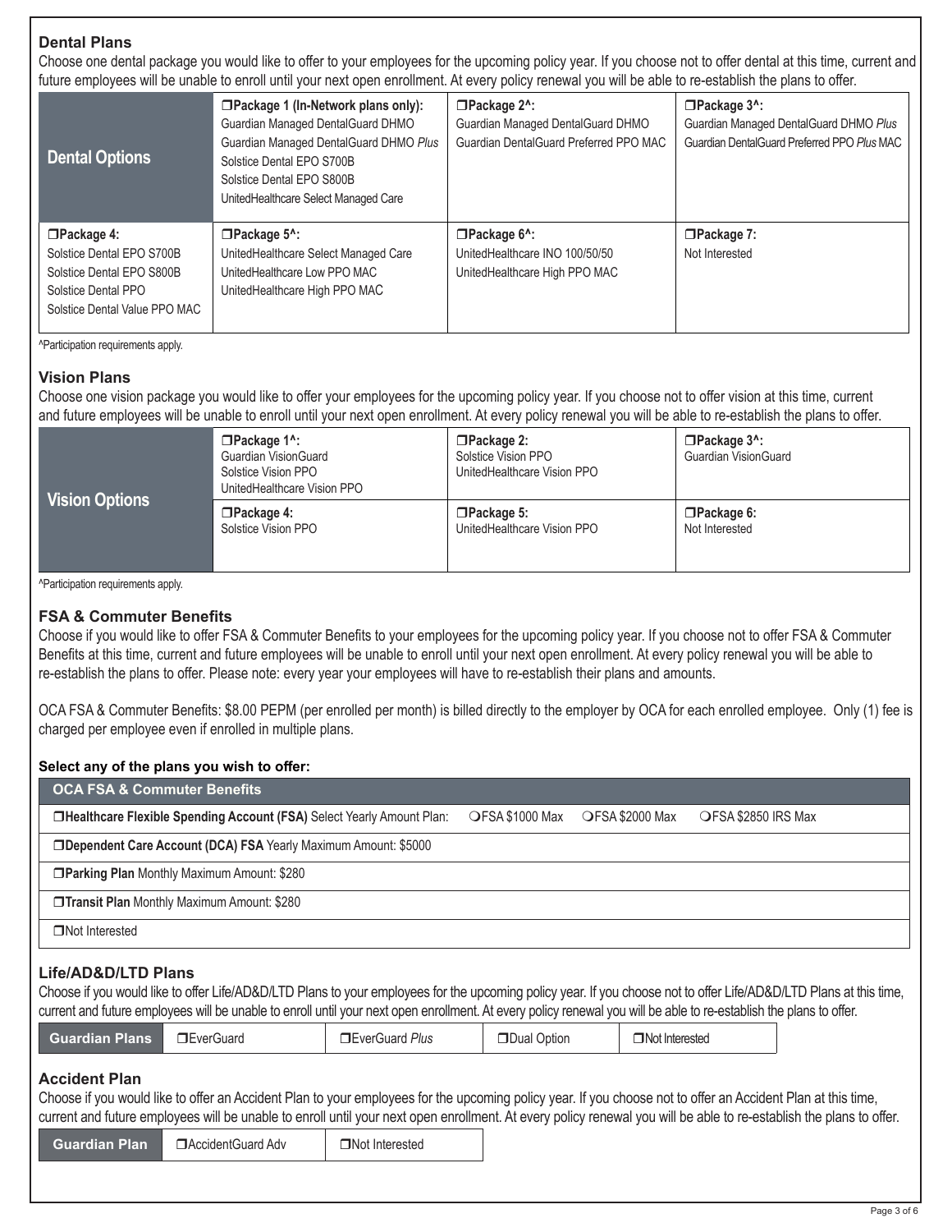## Dental Plans

Choose one dental package you would like to offer to your employees for the upcoming policy year. If you choose not to offer dental at this time, current and future employees will be unable to enroll until your next open enrollment. At every policy renewal you will be able to re-establish the plans to offer.

| Dental Options | ❐ **Package 1 (In-Network plans only):** Guardian Managed DentalGuard DHMO<br>Guardian Managed DentalGuard DHMO *Plus*<br>Solstice Dental EPO S700B<br>Solstice Dental EPO S800B<br>UnitedHealthcare Select Managed Care | ❐ **Package 2^:** Guardian Managed DentalGuard DHMO<br>Guardian DentalGuard Preferred PPO MAC | ❐ **Package 3^:** Guardian Managed DentalGuard DHMO *Plus*<br>Guardian DentalGuard Preferred PPO *Plus* MAC |
|---|---|---|---|
| ❐ **Package 4:** Solstice Dental EPO S700B<br>Solstice Dental EPO S800B<br>Solstice Dental PPO<br>Solstice Dental Value PPO MAC | ❐ **Package 5^:** UnitedHealthcare Select Managed Care<br>UnitedHealthcare Low PPO MAC<br>UnitedHealthcare High PPO MAC | ❐ **Package 6^:** UnitedHealthcare INO 100/50/50<br>UnitedHealthcare High PPO MAC | ❐ **Package 7:** Not Interested |

^Participation requirements apply.

## Vision Plans

Choose one vision package you would like to offer your employees for the upcoming policy year. If you choose not to offer vision at this time, current and future employees will be unable to enroll until your next open enrollment. At every policy renewal you will be able to re-establish the plans to offer.

| Vision Options | ❐ **Package 1^:** Guardian VisionGuard<br>Solstice Vision PPO<br>UnitedHealthcare Vision PPO | ❐ **Package 2:** Solstice Vision PPO<br>UnitedHealthcare Vision PPO | ❐ **Package 3^:** Guardian VisionGuard |
|---|---|---|---|
| | ❐ **Package 4:** Solstice Vision PPO | ❐ **Package 5:** UnitedHealthcare Vision PPO | ❐ **Package 6:** Not Interested |

^Participation requirements apply.

## FSA & Commuter Benefits

Choose if you would like to offer FSA & Commuter Benefits to your employees for the upcoming policy year. If you choose not to offer FSA & Commuter Benefits at this time, current and future employees will be unable to enroll until your next open enrollment. At every policy renewal you will be able to re-establish the plans to offer. Please note: every year your employees will have to re-establish their plans and amounts.

OCA FSA & Commuter Benefits: $8.00 PEPM (per enrolled per month) is billed directly to the employer by OCA for each enrolled employee. Only (1) fee is charged per employee even if enrolled in multiple plans.

**Select any of the plans you wish to offer:**

| OCA FSA & Commuter Benefits |
|---|
| ❐ **Healthcare Flexible Spending Account (FSA)** Select Yearly Amount Plan: ❍ FSA $1000 Max ❍ FSA $2000 Max ❍ FSA $2850 IRS Max |
| ❐ **Dependent Care Account (DCA) FSA** Yearly Maximum Amount: $5000 |
| ❐ **Parking Plan** Monthly Maximum Amount: $280 |
| ❐ **Transit Plan** Monthly Maximum Amount: $280 |
| ❐ Not Interested |

## Life/AD&D/LTD Plans

Choose if you would like to offer Life/AD&D/LTD Plans to your employees for the upcoming policy year. If you choose not to offer Life/AD&D/LTD Plans at this time, current and future employees will be unable to enroll until your next open enrollment. At every policy renewal you will be able to re-establish the plans to offer.

| Guardian Plans | ❐ EverGuard | ❐ EverGuard *Plus* | ❐ Dual Option | ❐ Not Interested |
|---|---|---|---|---|

## Accident Plan

Choose if you would like to offer an Accident Plan to your employees for the upcoming policy year. If you choose not to offer an Accident Plan at this time, current and future employees will be unable to enroll until your next open enrollment. At every policy renewal you will be able to re-establish the plans to offer.

| Guardian Plan | ❐ AccidentGuard Adv | ❐ Not Interested |
|---|---|---|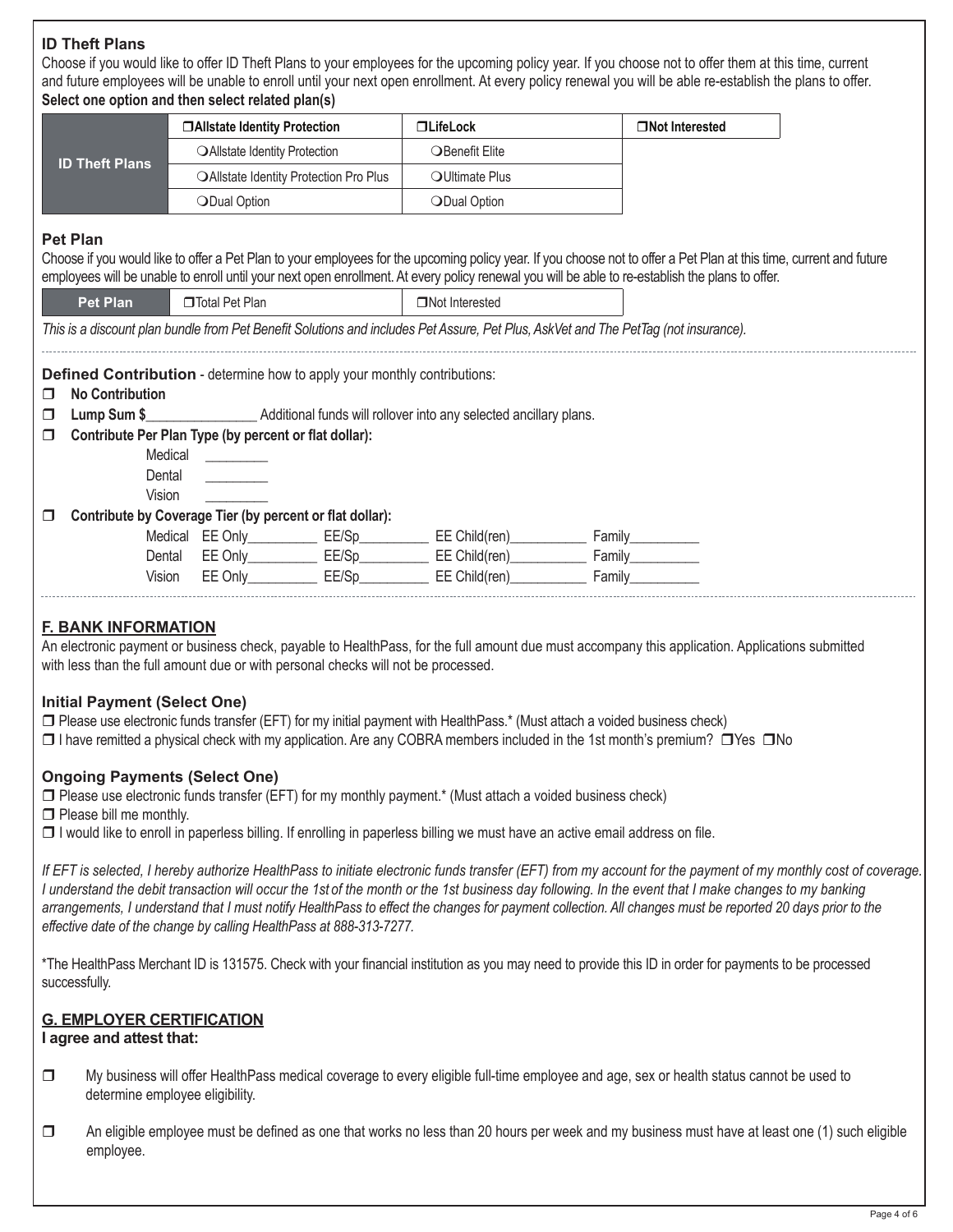### ID Theft Plans

Choose if you would like to offer ID Theft Plans to your employees for the upcoming policy year. If you choose not to offer them at this time, current and future employees will be unable to enroll until your next open enrollment. At every policy renewal you will be able re-establish the plans to offer.

**Select one option and then select related plan(s)**

| ID Theft Plans | ❒ **Allstate Identity Protection** | ❒ **LifeLock** | ❒ **Not Interested** |
|---|---|---|---|
| | ❍ Allstate Identity Protection | ❍ Benefit Elite | |
| | ❍ Allstate Identity Protection Pro Plus | ❍ Ultimate Plus | |
| | ❍ Dual Option | ❍ Dual Option | |

### Pet Plan

Choose if you would like to offer a Pet Plan to your employees for the upcoming policy year. If you choose not to offer a Pet Plan at this time, current and future employees will be unable to enroll until your next open enrollment. At every policy renewal you will be able to re-establish the plans to offer.

| Pet Plan | ❒ Total Pet Plan | ❒ Not Interested |
|---|---|---|

*This is a discount plan bundle from Pet Benefit Solutions and includes Pet Assure, Pet Plus, AskVet and The PetTag (not insurance).*

---

**Defined Contribution** - determine how to apply your monthly contributions:

❒ **No Contribution**

❒ **Lump Sum $**_______________ Additional funds will rollover into any selected ancillary plans.

❒ **Contribute Per Plan Type (by percent or flat dollar):**

Medical _________
Dental _________
Vision _________

❒ **Contribute by Coverage Tier (by percent or flat dollar):**

Medical EE Only_________ EE/Sp_________ EE Child(ren)__________ Family_________
Dental EE Only_________ EE/Sp_________ EE Child(ren)__________ Family_________
Vision EE Only_________ EE/Sp_________ EE Child(ren)__________ Family_________

---

## F. BANK INFORMATION

An electronic payment or business check, payable to HealthPass, for the full amount due must accompany this application. Applications submitted with less than the full amount due or with personal checks will not be processed.

### Initial Payment (Select One)

❒ Please use electronic funds transfer (EFT) for my initial payment with HealthPass.* (Must attach a voided business check)

❒ I have remitted a physical check with my application. Are any COBRA members included in the 1st month's premium? ❒ Yes ❒ No

### Ongoing Payments (Select One)

❒ Please use electronic funds transfer (EFT) for my monthly payment.* (Must attach a voided business check)

❒ Please bill me monthly.

❒ I would like to enroll in paperless billing. If enrolling in paperless billing we must have an active email address on file.

*If EFT is selected, I hereby authorize HealthPass to initiate electronic funds transfer (EFT) from my account for the payment of my monthly cost of coverage. I understand the debit transaction will occur the 1st of the month or the 1st business day following. In the event that I make changes to my banking arrangements, I understand that I must notify HealthPass to effect the changes for payment collection. All changes must be reported 20 days prior to the effective date of the change by calling HealthPass at 888-313-7277.*

*The HealthPass Merchant ID is 131575. Check with your financial institution as you may need to provide this ID in order for payments to be processed successfully.

## G. EMPLOYER CERTIFICATION

**I agree and attest that:**

❒ My business will offer HealthPass medical coverage to every eligible full-time employee and age, sex or health status cannot be used to determine employee eligibility.

❒ An eligible employee must be defined as one that works no less than 20 hours per week and my business must have at least one (1) such eligible employee.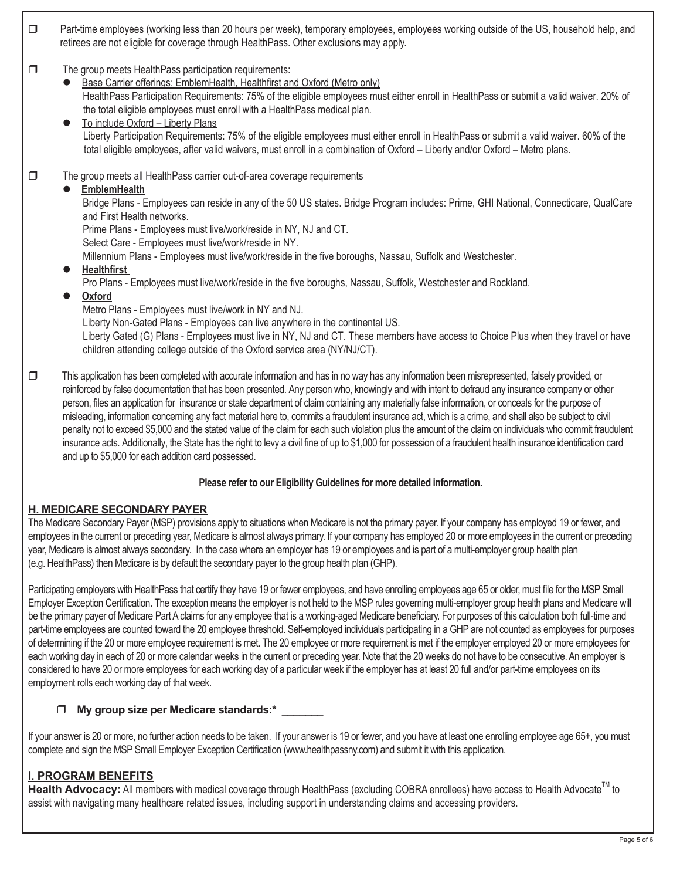- ☐ Part-time employees (working less than 20 hours per week), temporary employees, employees working outside of the US, household help, and retirees are not eligible for coverage through HealthPass. Other exclusions may apply.

- ☐ The group meets HealthPass participation requirements:
  - Base Carrier offerings: EmblemHealth, Healthfirst and Oxford (Metro only)
    HealthPass Participation Requirements: 75% of the eligible employees must either enroll in HealthPass or submit a valid waiver. 20% of the total eligible employees must enroll with a HealthPass medical plan.
  - To include Oxford – Liberty Plans
    Liberty Participation Requirements: 75% of the eligible employees must either enroll in HealthPass or submit a valid waiver. 60% of the total eligible employees, after valid waivers, must enroll in a combination of Oxford – Liberty and/or Oxford – Metro plans.

- ☐ The group meets all HealthPass carrier out-of-area coverage requirements
  - **EmblemHealth**
    Bridge Plans - Employees can reside in any of the 50 US states. Bridge Program includes: Prime, GHI National, Connecticare, QualCare and First Health networks.
    Prime Plans - Employees must live/work/reside in NY, NJ and CT.
    Select Care - Employees must live/work/reside in NY.
    Millennium Plans - Employees must live/work/reside in the five boroughs, Nassau, Suffolk and Westchester.
  - **Healthfirst**
    Pro Plans - Employees must live/work/reside in the five boroughs, Nassau, Suffolk, Westchester and Rockland.
  - **Oxford**
    Metro Plans - Employees must live/work in NY and NJ.
    Liberty Non-Gated Plans - Employees can live anywhere in the continental US.
    Liberty Gated (G) Plans - Employees must live in NY, NJ and CT. These members have access to Choice Plus when they travel or have children attending college outside of the Oxford service area (NY/NJ/CT).

- ☐ This application has been completed with accurate information and has in no way has any information been misrepresented, falsely provided, or reinforced by false documentation that has been presented. Any person who, knowingly and with intent to defraud any insurance company or other person, files an application for insurance or state department of claim containing any materially false information, or conceals for the purpose of misleading, information concerning any fact material here to, commits a fraudulent insurance act, which is a crime, and shall also be subject to civil penalty not to exceed $5,000 and the stated value of the claim for each such violation plus the amount of the claim on individuals who commit fraudulent insurance acts. Additionally, the State has the right to levy a civil fine of up to $1,000 for possession of a fraudulent health insurance identification card and up to $5,000 for each addition card possessed.

**Please refer to our Eligibility Guidelines for more detailed information.**

## H. MEDICARE SECONDARY PAYER

The Medicare Secondary Payer (MSP) provisions apply to situations when Medicare is not the primary payer. If your company has employed 19 or fewer, and employees in the current or preceding year, Medicare is almost always primary. If your company has employed 20 or more employees in the current or preceding year, Medicare is almost always secondary. In the case where an employer has 19 or employees and is part of a multi-employer group health plan (e.g. HealthPass) then Medicare is by default the secondary payer to the group health plan (GHP).

Participating employers with HealthPass that certify they have 19 or fewer employees, and have enrolling employees age 65 or older, must file for the MSP Small Employer Exception Certification. The exception means the employer is not held to the MSP rules governing multi-employer group health plans and Medicare will be the primary payer of Medicare Part A claims for any employee that is a working-aged Medicare beneficiary. For purposes of this calculation both full-time and part-time employees are counted toward the 20 employee threshold. Self-employed individuals participating in a GHP are not counted as employees for purposes of determining if the 20 or more employee requirement is met. The 20 employee or more requirement is met if the employer employed 20 or more employees for each working day in each of 20 or more calendar weeks in the current or preceding year. Note that the 20 weeks do not have to be consecutive. An employer is considered to have 20 or more employees for each working day of a particular week if the employer has at least 20 full and/or part-time employees on its employment rolls each working day of that week.

☐ **My group size per Medicare standards:\* _______**

If your answer is 20 or more, no further action needs to be taken. If your answer is 19 or fewer, and you have at least one enrolling employee age 65+, you must complete and sign the MSP Small Employer Exception Certification (www.healthpassny.com) and submit it with this application.

## I. PROGRAM BENEFITS

**Health Advocacy:** All members with medical coverage through HealthPass (excluding COBRA enrollees) have access to Health Advocate™ to assist with navigating many healthcare related issues, including support in understanding claims and accessing providers.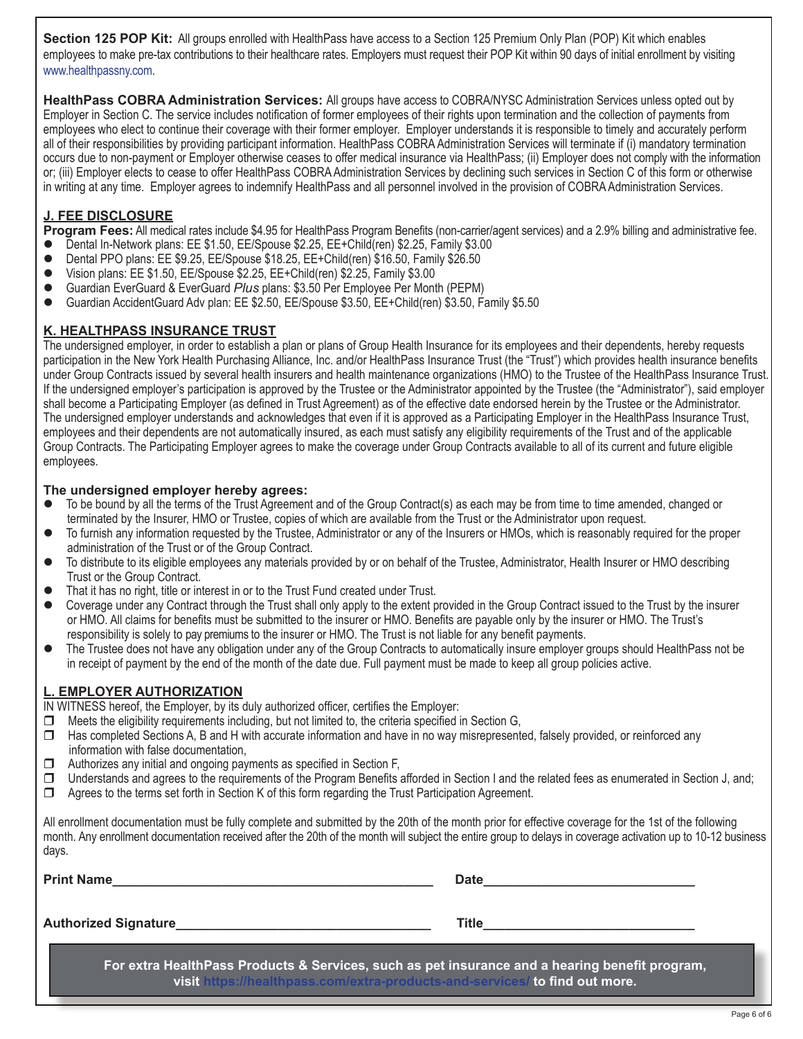**Section 125 POP Kit:** All groups enrolled with HealthPass have access to a Section 125 Premium Only Plan (POP) Kit which enables employees to make pre-tax contributions to their healthcare rates. Employers must request their POP Kit within 90 days of initial enrollment by visiting www.healthpassny.com.

**HealthPass COBRA Administration Services:** All groups have access to COBRA/NYSC Administration Services unless opted out by Employer in Section C. The service includes notification of former employees of their rights upon termination and the collection of payments from employees who elect to continue their coverage with their former employer. Employer understands it is responsible to timely and accurately perform all of their responsibilities by providing participant information. HealthPass COBRA Administration Services will terminate if (i) mandatory termination occurs due to non-payment or Employer otherwise ceases to offer medical insurance via HealthPass; (ii) Employer does not comply with the information or; (iii) Employer elects to cease to offer HealthPass COBRA Administration Services by declining such services in Section C of this form or otherwise in writing at any time. Employer agrees to indemnify HealthPass and all personnel involved in the provision of COBRA Administration Services.

## J. FEE DISCLOSURE

**Program Fees:** All medical rates include $4.95 for HealthPass Program Benefits (non-carrier/agent services) and a 2.9% billing and administrative fee.

- Dental In-Network plans: EE $1.50, EE/Spouse $2.25, EE+Child(ren) $2.25, Family $3.00
- Dental PPO plans: EE $9.25, EE/Spouse $18.25, EE+Child(ren) $16.50, Family $26.50
- Vision plans: EE $1.50, EE/Spouse $2.25, EE+Child(ren) $2.25, Family $3.00
- Guardian EverGuard & EverGuard *Plus* plans: $3.50 Per Employee Per Month (PEPM)
- Guardian AccidentGuard Adv plan: EE $2.50, EE/Spouse $3.50, EE+Child(ren) $3.50, Family $5.50

## K. HEALTHPASS INSURANCE TRUST

The undersigned employer, in order to establish a plan or plans of Group Health Insurance for its employees and their dependents, hereby requests participation in the New York Health Purchasing Alliance, Inc. and/or HealthPass Insurance Trust (the "Trust") which provides health insurance benefits under Group Contracts issued by several health insurers and health maintenance organizations (HMO) to the Trustee of the HealthPass Insurance Trust. If the undersigned employer's participation is approved by the Trustee or the Administrator appointed by the Trustee (the "Administrator"), said employer shall become a Participating Employer (as defined in Trust Agreement) as of the effective date endorsed herein by the Trustee or the Administrator. The undersigned employer understands and acknowledges that even if it is approved as a Participating Employer in the HealthPass Insurance Trust, employees and their dependents are not automatically insured, as each must satisfy any eligibility requirements of the Trust and of the applicable Group Contracts. The Participating Employer agrees to make the coverage under Group Contracts available to all of its current and future eligible employees.

**The undersigned employer hereby agrees:**

- To be bound by all the terms of the Trust Agreement and of the Group Contract(s) as each may be from time to time amended, changed or terminated by the Insurer, HMO or Trustee, copies of which are available from the Trust or the Administrator upon request.
- To furnish any information requested by the Trustee, Administrator or any of the Insurers or HMOs, which is reasonably required for the proper administration of the Trust or of the Group Contract.
- To distribute to its eligible employees any materials provided by or on behalf of the Trustee, Administrator, Health Insurer or HMO describing Trust or the Group Contract.
- That it has no right, title or interest in or to the Trust Fund created under Trust.
- Coverage under any Contract through the Trust shall only apply to the extent provided in the Group Contract issued to the Trust by the insurer or HMO. All claims for benefits must be submitted to the insurer or HMO. Benefits are payable only by the insurer or HMO. The Trust's responsibility is solely to pay premiums to the insurer or HMO. The Trust is not liable for any benefit payments.
- The Trustee does not have any obligation under any of the Group Contracts to automatically insure employer groups should HealthPass not be in receipt of payment by the end of the month of the date due. Full payment must be made to keep all group policies active.

## L. EMPLOYER AUTHORIZATION

IN WITNESS hereof, the Employer, by its duly authorized officer, certifies the Employer:

- ☐ Meets the eligibility requirements including, but not limited to, the criteria specified in Section G,
- ☐ Has completed Sections A, B and H with accurate information and have in no way misrepresented, falsely provided, or reinforced any information with false documentation,
- ☐ Authorizes any initial and ongoing payments as specified in Section F,
- ☐ Understands and agrees to the requirements of the Program Benefits afforded in Section I and the related fees as enumerated in Section J, and;
- ☐ Agrees to the terms set forth in Section K of this form regarding the Trust Participation Agreement.

All enrollment documentation must be fully complete and submitted by the 20th of the month prior for effective coverage for the 1st of the following month. Any enrollment documentation received after the 20th of the month will subject the entire group to delays in coverage activation up to 10-12 business days.

**Print Name**\_\_\_\_\_\_\_\_\_\_\_\_\_\_\_\_\_\_\_\_\_\_\_\_\_\_\_\_\_\_\_\_\_\_\_\_ **Date**\_\_\_\_\_\_\_\_\_\_\_\_\_\_\_\_\_\_\_\_\_\_\_\_

**Authorized Signature**\_\_\_\_\_\_\_\_\_\_\_\_\_\_\_\_\_\_\_\_\_\_\_\_\_\_\_\_ **Title**\_\_\_\_\_\_\_\_\_\_\_\_\_\_\_\_\_\_\_\_\_\_\_\_

**For extra HealthPass Products & Services, such as pet insurance and a hearing benefit program, visit https://healthpass.com/extra-products-and-services/ to find out more.**